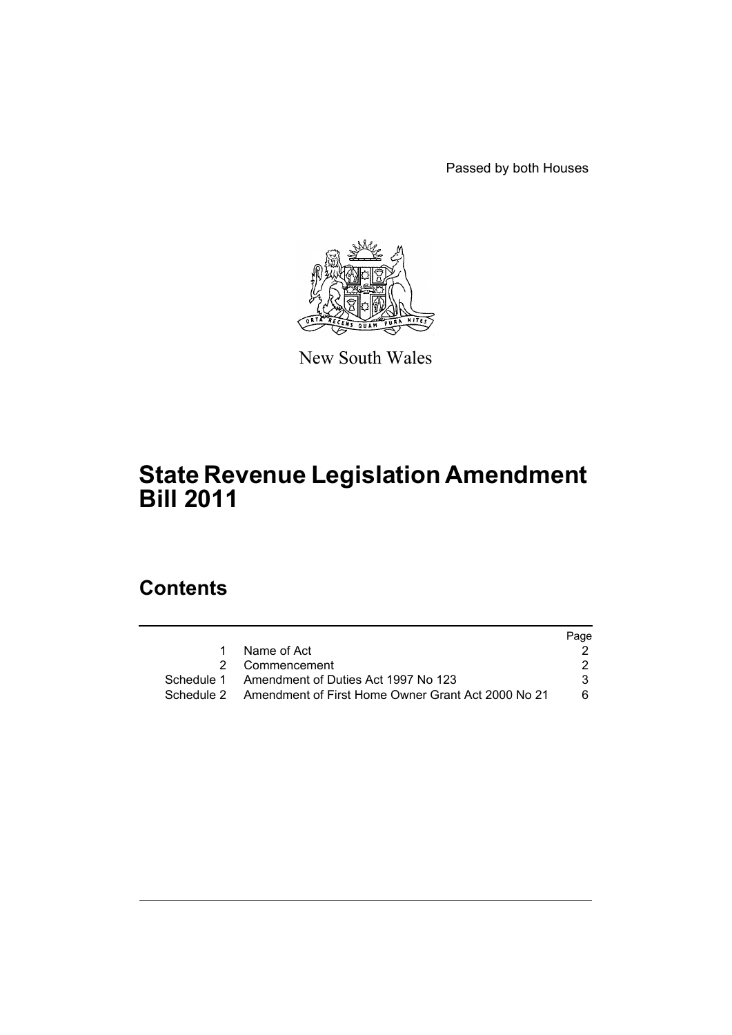Passed by both Houses

New South Wales

# State Revenue Legislation Amendment Bill 2011

## Contents

| | | Page |
|---|---|---|
| 1 | Name of Act | 2 |
| 2 | Commencement | 2 |
| Schedule 1 | Amendment of Duties Act 1997 No 123 | 3 |
| Schedule 2 | Amendment of First Home Owner Grant Act 2000 No 21 | 6 |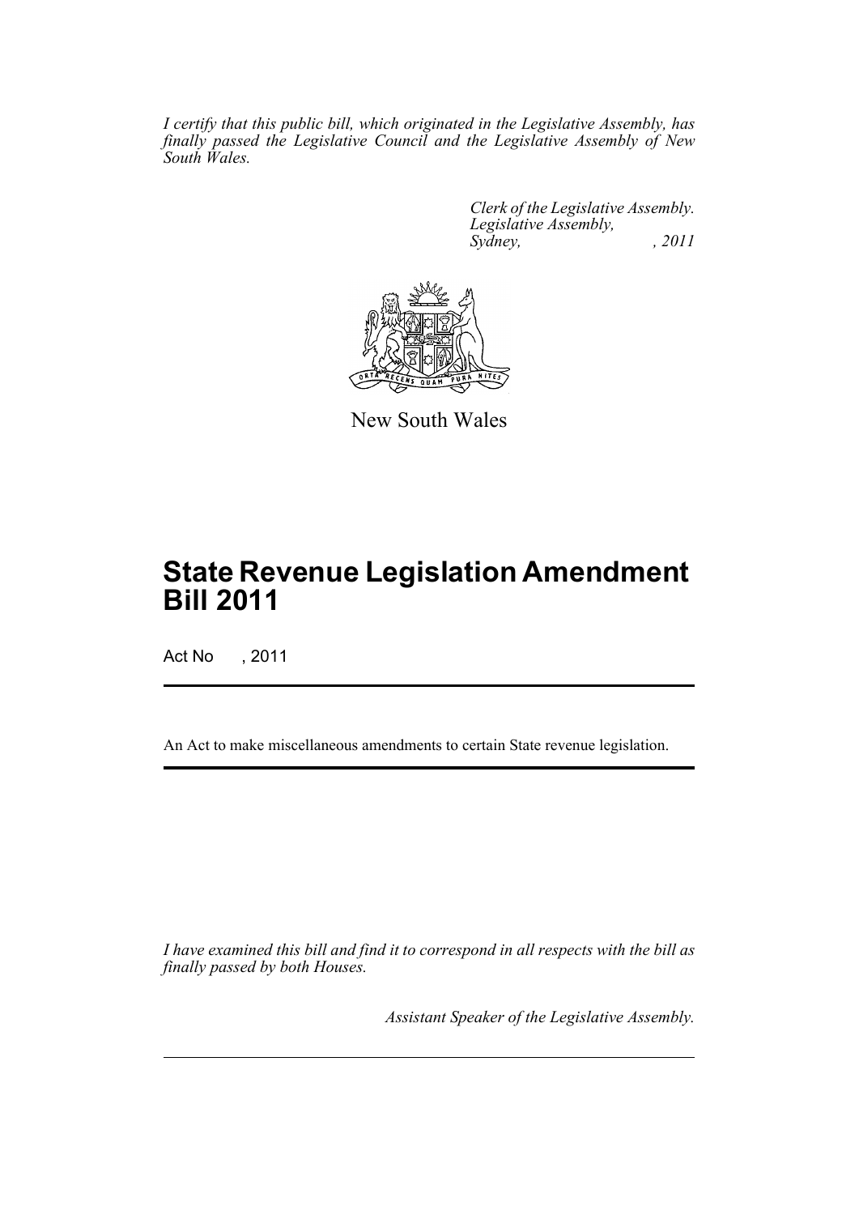*I certify that this public bill, which originated in the Legislative Assembly, has finally passed the Legislative Council and the Legislative Assembly of New South Wales.*

*Clerk of the Legislative Assembly.*
*Legislative Assembly,*
*Sydney, , 2011*

New South Wales

# State Revenue Legislation Amendment Bill 2011

Act No , 2011

An Act to make miscellaneous amendments to certain State revenue legislation.

*I have examined this bill and find it to correspond in all respects with the bill as finally passed by both Houses.*

*Assistant Speaker of the Legislative Assembly.*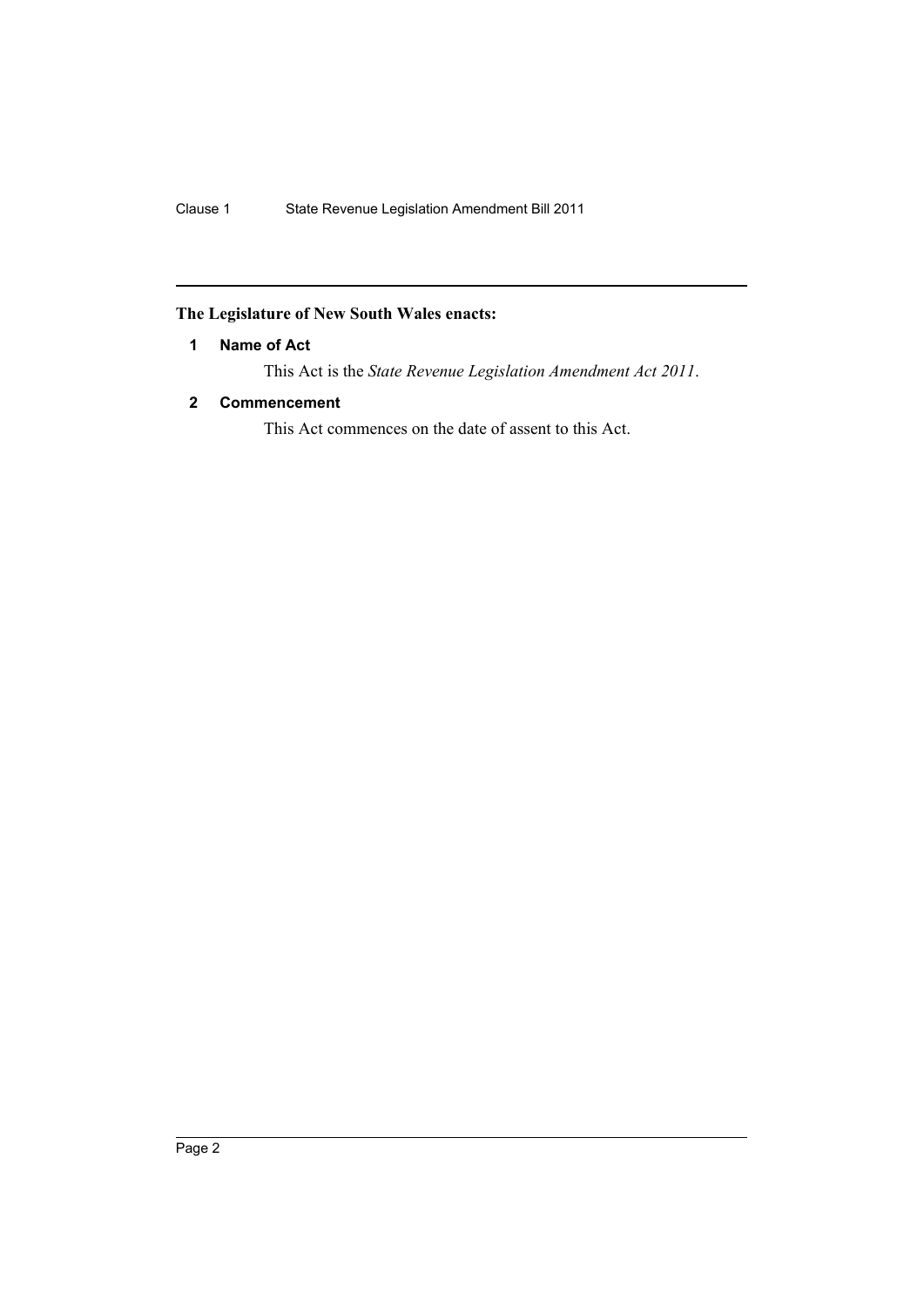**The Legislature of New South Wales enacts:**

**1 Name of Act**

This Act is the *State Revenue Legislation Amendment Act 2011*.

**2 Commencement**

This Act commences on the date of assent to this Act.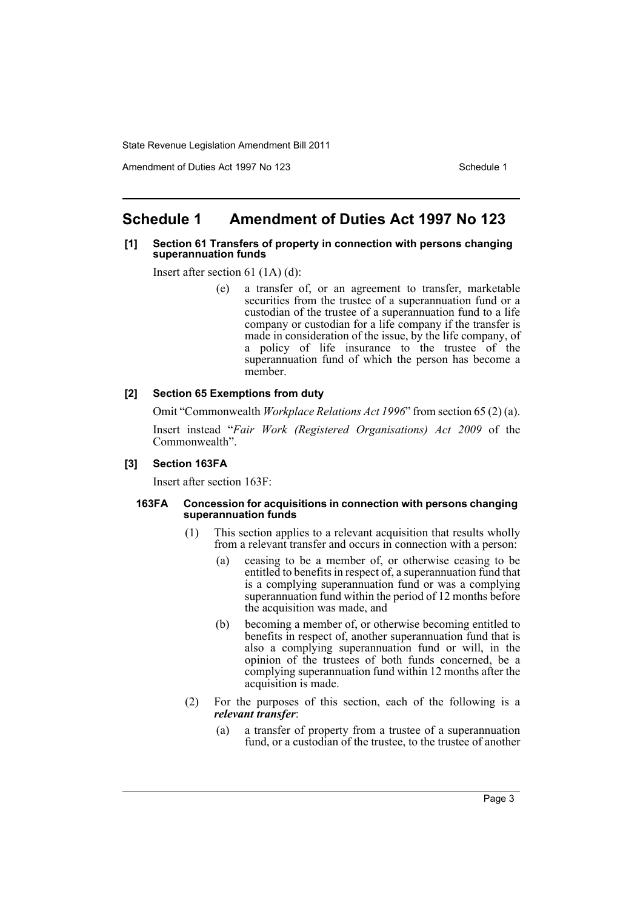# Schedule 1 Amendment of Duties Act 1997 No 123

**[1] Section 61 Transfers of property in connection with persons changing superannuation funds**

Insert after section 61 (1A) (d):

> (e) a transfer of, or an agreement to transfer, marketable securities from the trustee of a superannuation fund or a custodian of the trustee of a superannuation fund to a life company or custodian for a life company if the transfer is made in consideration of the issue, by the life company, of a policy of life insurance to the trustee of the superannuation fund of which the person has become a member.

**[2] Section 65 Exemptions from duty**

Omit "Commonwealth *Workplace Relations Act 1996*" from section 65 (2) (a).

Insert instead "*Fair Work (Registered Organisations) Act 2009* of the Commonwealth".

**[3] Section 163FA**

Insert after section 163F:

**163FA Concession for acquisitions in connection with persons changing superannuation funds**

(1) This section applies to a relevant acquisition that results wholly from a relevant transfer and occurs in connection with a person:

> (a) ceasing to be a member of, or otherwise ceasing to be entitled to benefits in respect of, a superannuation fund that is a complying superannuation fund or was a complying superannuation fund within the period of 12 months before the acquisition was made, and
>
> (b) becoming a member of, or otherwise becoming entitled to benefits in respect of, another superannuation fund that is also a complying superannuation fund or will, in the opinion of the trustees of both funds concerned, be a complying superannuation fund within 12 months after the acquisition is made.

(2) For the purposes of this section, each of the following is a ***relevant transfer***:

> (a) a transfer of property from a trustee of a superannuation fund, or a custodian of the trustee, to the trustee of another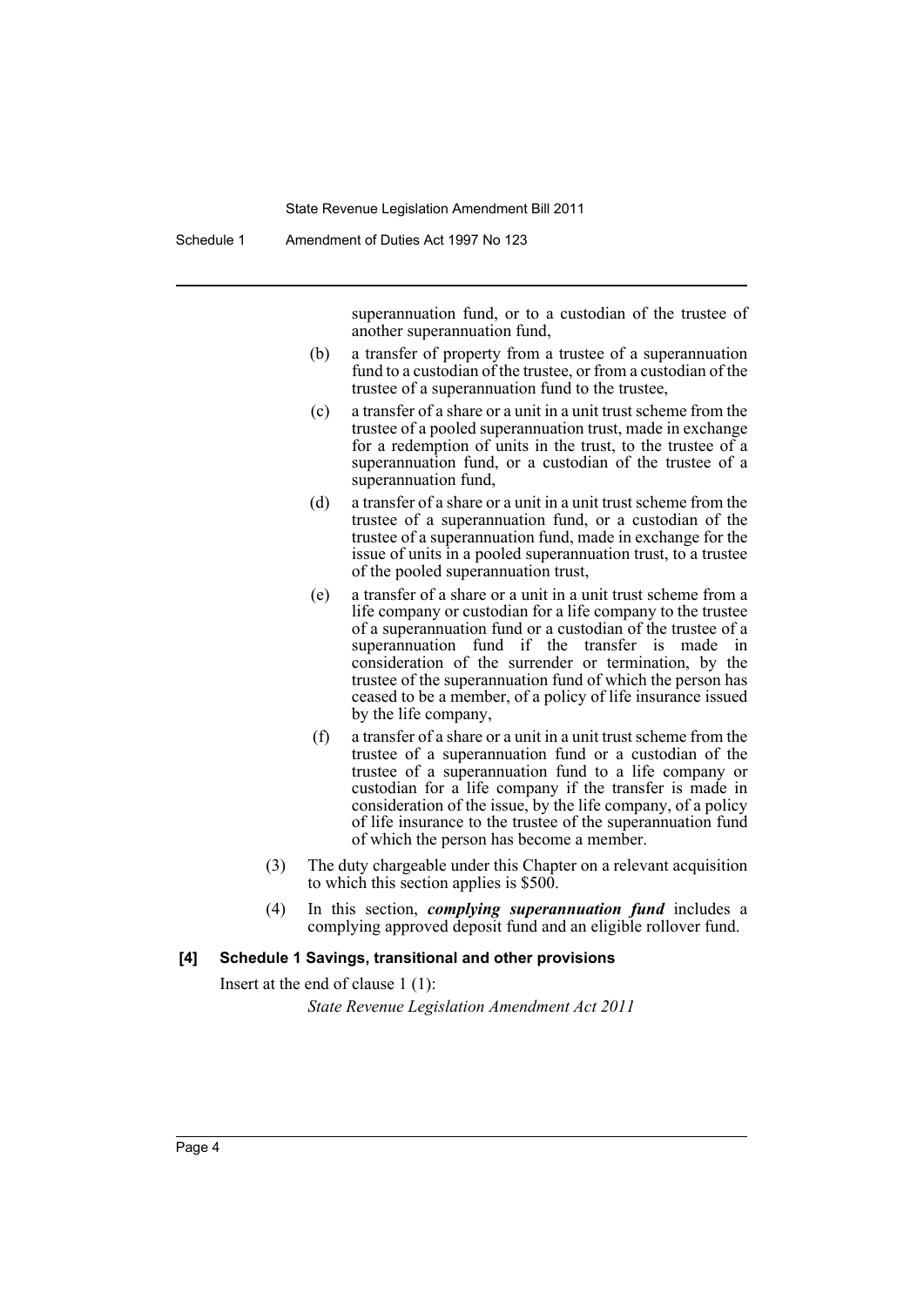superannuation fund, or to a custodian of the trustee of another superannuation fund,

(b) a transfer of property from a trustee of a superannuation fund to a custodian of the trustee, or from a custodian of the trustee of a superannuation fund to the trustee,

(c) a transfer of a share or a unit in a unit trust scheme from the trustee of a pooled superannuation trust, made in exchange for a redemption of units in the trust, to the trustee of a superannuation fund, or a custodian of the trustee of a superannuation fund,

(d) a transfer of a share or a unit in a unit trust scheme from the trustee of a superannuation fund, or a custodian of the trustee of a superannuation fund, made in exchange for the issue of units in a pooled superannuation trust, to a trustee of the pooled superannuation trust,

(e) a transfer of a share or a unit in a unit trust scheme from a life company or custodian for a life company to the trustee of a superannuation fund or a custodian of the trustee of a superannuation fund if the transfer is made in consideration of the surrender or termination, by the trustee of the superannuation fund of which the person has ceased to be a member, of a policy of life insurance issued by the life company,

(f) a transfer of a share or a unit in a unit trust scheme from the trustee of a superannuation fund or a custodian of the trustee of a superannuation fund to a life company or custodian for a life company if the transfer is made in consideration of the issue, by the life company, of a policy of life insurance to the trustee of the superannuation fund of which the person has become a member.

(3) The duty chargeable under this Chapter on a relevant acquisition to which this section applies is $500.

(4) In this section, ***complying superannuation fund*** includes a complying approved deposit fund and an eligible rollover fund.

**[4] Schedule 1 Savings, transitional and other provisions**

Insert at the end of clause 1 (1):

*State Revenue Legislation Amendment Act 2011*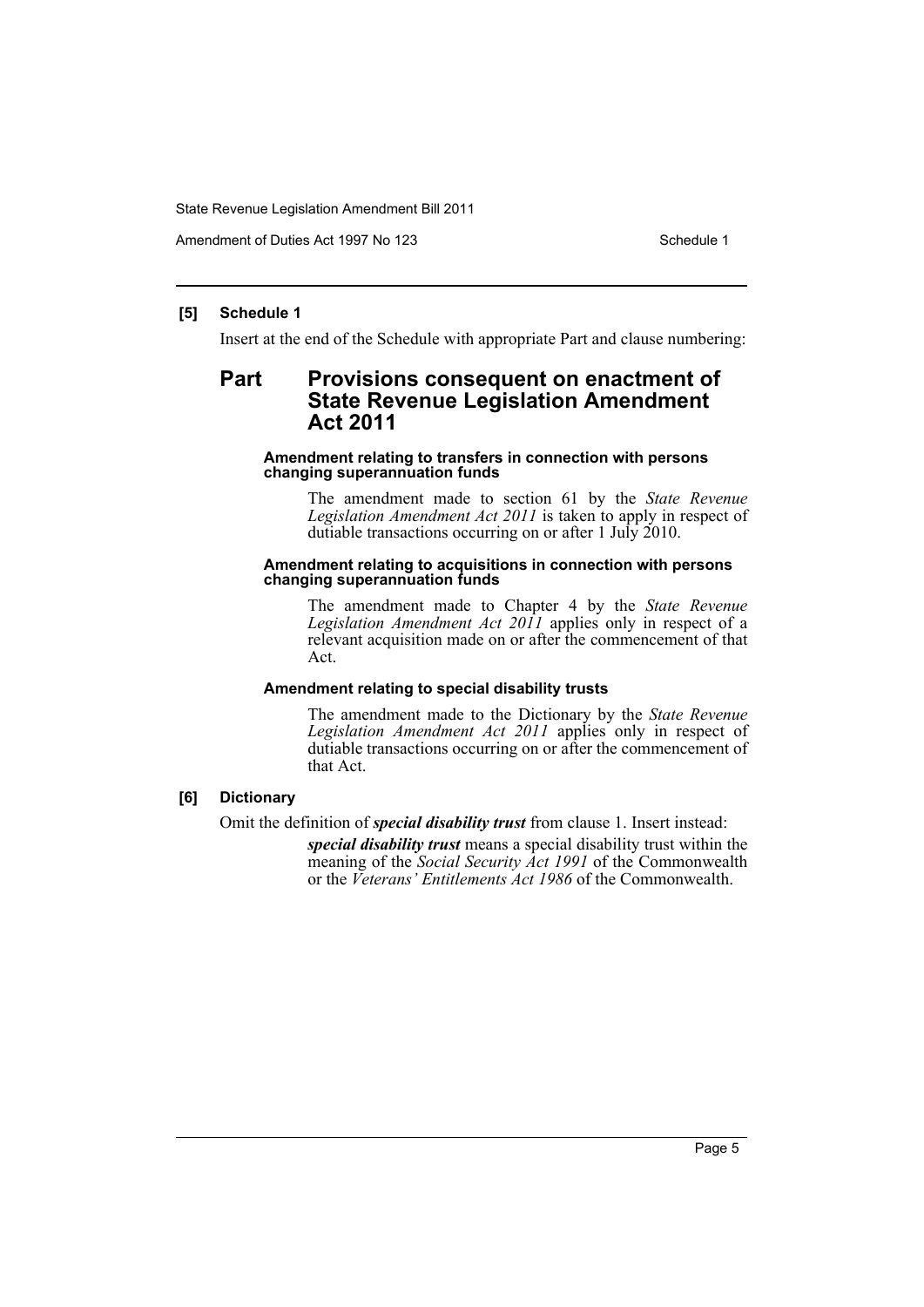**[5] Schedule 1**

Insert at the end of the Schedule with appropriate Part and clause numbering:

## Part Provisions consequent on enactment of State Revenue Legislation Amendment Act 2011

#### Amendment relating to transfers in connection with persons changing superannuation funds

The amendment made to section 61 by the *State Revenue Legislation Amendment Act 2011* is taken to apply in respect of dutiable transactions occurring on or after 1 July 2010.

#### Amendment relating to acquisitions in connection with persons changing superannuation funds

The amendment made to Chapter 4 by the *State Revenue Legislation Amendment Act 2011* applies only in respect of a relevant acquisition made on or after the commencement of that Act.

#### Amendment relating to special disability trusts

The amendment made to the Dictionary by the *State Revenue Legislation Amendment Act 2011* applies only in respect of dutiable transactions occurring on or after the commencement of that Act.

**[6] Dictionary**

Omit the definition of ***special disability trust*** from clause 1. Insert instead:

> ***special disability trust*** means a special disability trust within the meaning of the *Social Security Act 1991* of the Commonwealth or the *Veterans' Entitlements Act 1986* of the Commonwealth.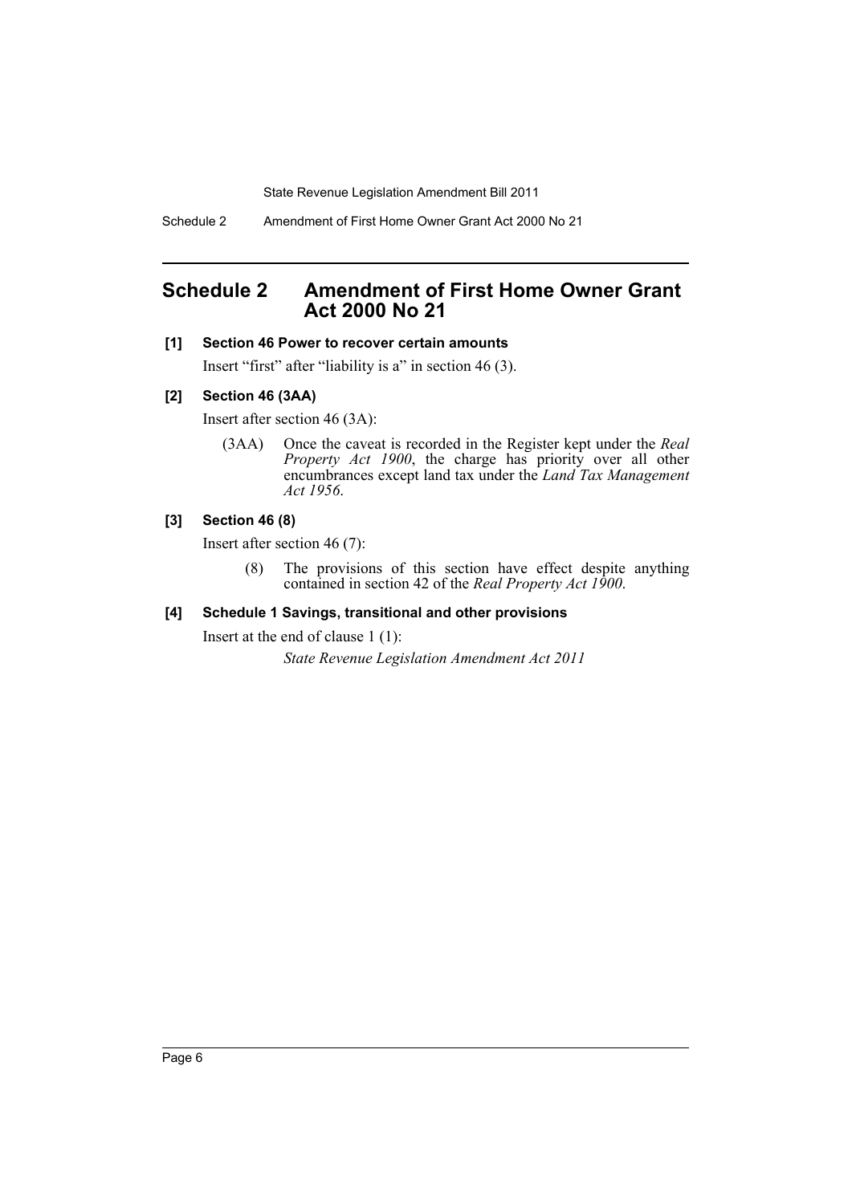## Schedule 2 Amendment of First Home Owner Grant Act 2000 No 21

**[1] Section 46 Power to recover certain amounts**

Insert "first" after "liability is a" in section 46 (3).

**[2] Section 46 (3AA)**

Insert after section 46 (3A):

(3AA) Once the caveat is recorded in the Register kept under the *Real Property Act 1900*, the charge has priority over all other encumbrances except land tax under the *Land Tax Management Act 1956*.

**[3] Section 46 (8)**

Insert after section 46 (7):

(8) The provisions of this section have effect despite anything contained in section 42 of the *Real Property Act 1900*.

**[4] Schedule 1 Savings, transitional and other provisions**

Insert at the end of clause 1 (1):

*State Revenue Legislation Amendment Act 2011*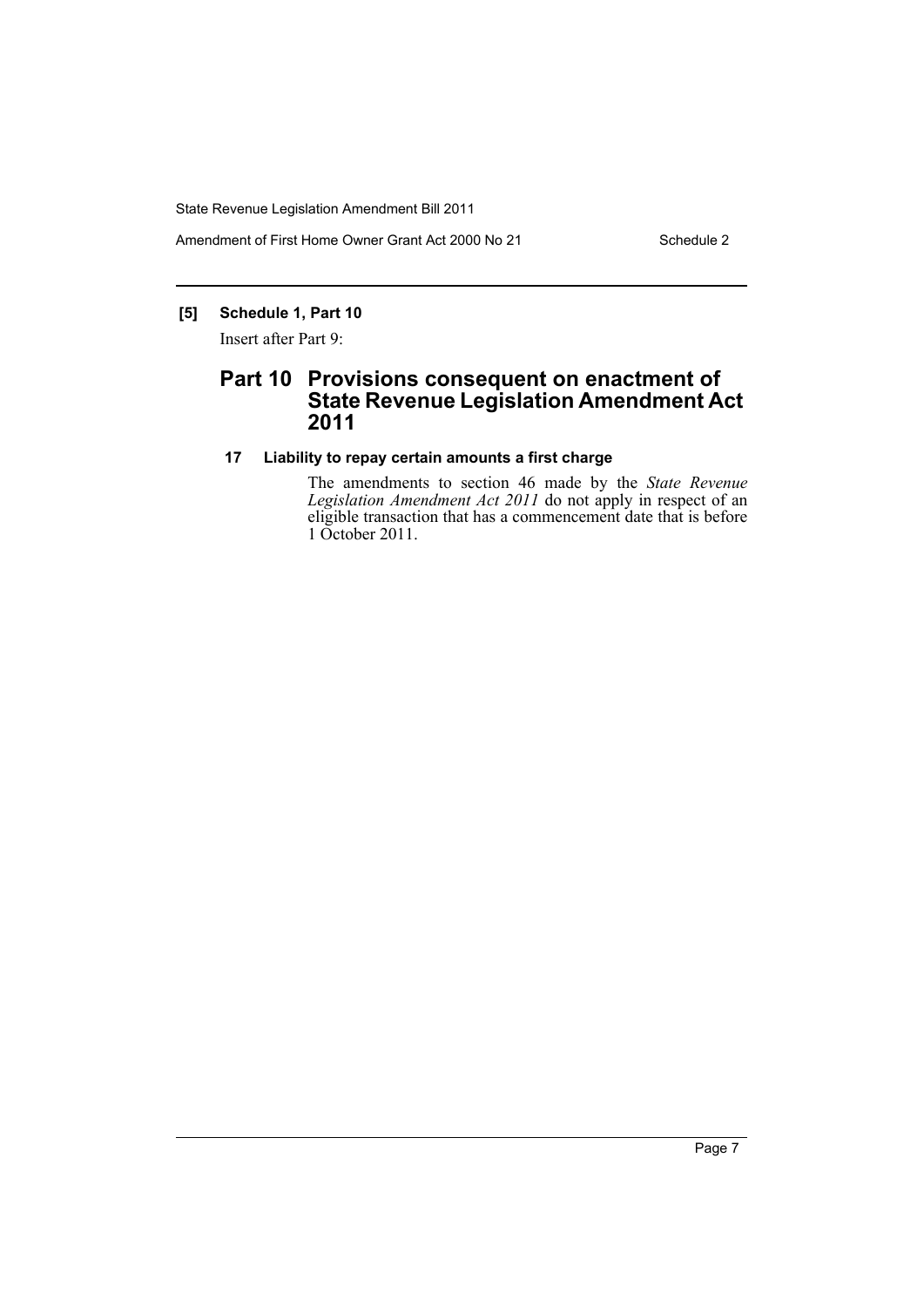**[5] Schedule 1, Part 10**

Insert after Part 9:

## Part 10 Provisions consequent on enactment of State Revenue Legislation Amendment Act 2011

**17 Liability to repay certain amounts a first charge**

The amendments to section 46 made by the *State Revenue Legislation Amendment Act 2011* do not apply in respect of an eligible transaction that has a commencement date that is before 1 October 2011.